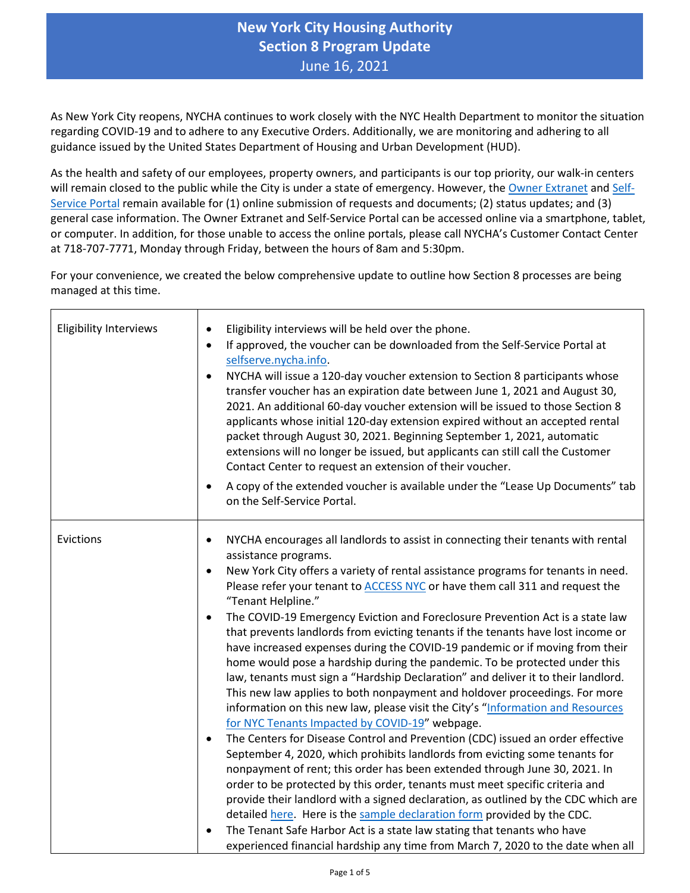# New York City Housing Authority
## Section 8 Program Update
June 16, 2021

As New York City reopens, NYCHA continues to work closely with the NYC Health Department to monitor the situation regarding COVID-19 and to adhere to any Executive Orders. Additionally, we are monitoring and adhering to all guidance issued by the United States Department of Housing and Urban Development (HUD).

As the health and safety of our employees, property owners, and participants is our top priority, our walk-in centers will remain closed to the public while the City is under a state of emergency. However, the Owner Extranet and Self-Service Portal remain available for (1) online submission of requests and documents; (2) status updates; and (3) general case information. The Owner Extranet and Self-Service Portal can be accessed online via a smartphone, tablet, or computer. In addition, for those unable to access the online portals, please call NYCHA's Customer Contact Center at 718-707-7771, Monday through Friday, between the hours of 8am and 5:30pm.

For your convenience, we created the below comprehensive update to outline how Section 8 processes are being managed at this time.

| | |
|---|---|
| Eligibility Interviews | • Eligibility interviews will be held over the phone.<br>• If approved, the voucher can be downloaded from the Self-Service Portal at selfserve.nycha.info.<br>• NYCHA will issue a 120-day voucher extension to Section 8 participants whose transfer voucher has an expiration date between June 1, 2021 and August 30, 2021. An additional 60-day voucher extension will be issued to those Section 8 applicants whose initial 120-day extension expired without an accepted rental packet through August 30, 2021. Beginning September 1, 2021, automatic extensions will no longer be issued, but applicants can still call the Customer Contact Center to request an extension of their voucher.<br>• A copy of the extended voucher is available under the "Lease Up Documents" tab on the Self-Service Portal. |
| Evictions | • NYCHA encourages all landlords to assist in connecting their tenants with rental assistance programs.<br>• New York City offers a variety of rental assistance programs for tenants in need. Please refer your tenant to ACCESS NYC or have them call 311 and request the "Tenant Helpline."<br>• The COVID-19 Emergency Eviction and Foreclosure Prevention Act is a state law that prevents landlords from evicting tenants if the tenants have lost income or have increased expenses during the COVID-19 pandemic or if moving from their home would pose a hardship during the pandemic. To be protected under this law, tenants must sign a "Hardship Declaration" and deliver it to their landlord. This new law applies to both nonpayment and holdover proceedings. For more information on this new law, please visit the City's "Information and Resources for NYC Tenants Impacted by COVID-19" webpage.<br>• The Centers for Disease Control and Prevention (CDC) issued an order effective September 4, 2020, which prohibits landlords from evicting some tenants for nonpayment of rent; this order has been extended through June 30, 2021. In order to be protected by this order, tenants must meet specific criteria and provide their landlord with a signed declaration, as outlined by the CDC which are detailed here. Here is the sample declaration form provided by the CDC.<br>• The Tenant Safe Harbor Act is a state law stating that tenants who have experienced financial hardship any time from March 7, 2020 to the date when all |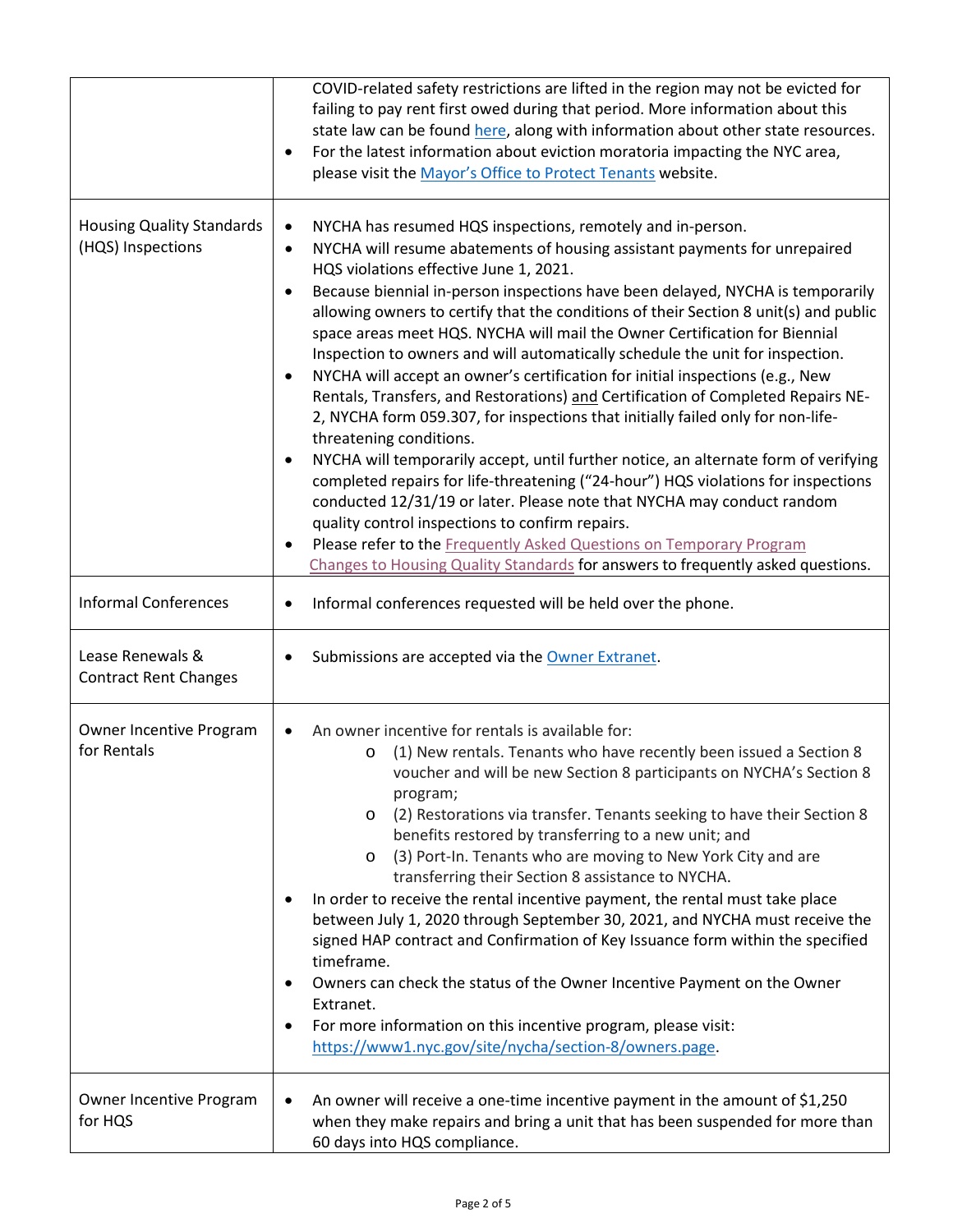| | |
|---|---|
| | COVID-related safety restrictions are lifted in the region may not be evicted for failing to pay rent first owed during that period. More information about this state law can be found here, along with information about other state resources.<br>• For the latest information about eviction moratoria impacting the NYC area, please visit the Mayor's Office to Protect Tenants website. |
| Housing Quality Standards (HQS) Inspections | • NYCHA has resumed HQS inspections, remotely and in-person.<br>• NYCHA will resume abatements of housing assistant payments for unrepaired HQS violations effective June 1, 2021.<br>• Because biennial in-person inspections have been delayed, NYCHA is temporarily allowing owners to certify that the conditions of their Section 8 unit(s) and public space areas meet HQS. NYCHA will mail the Owner Certification for Biennial Inspection to owners and will automatically schedule the unit for inspection.<br>• NYCHA will accept an owner's certification for initial inspections (e.g., New Rentals, Transfers, and Restorations) and Certification of Completed Repairs NE-2, NYCHA form 059.307, for inspections that initially failed only for non-life-threatening conditions.<br>• NYCHA will temporarily accept, until further notice, an alternate form of verifying completed repairs for life-threatening ("24-hour") HQS violations for inspections conducted 12/31/19 or later. Please note that NYCHA may conduct random quality control inspections to confirm repairs.<br>• Please refer to the Frequently Asked Questions on Temporary Program Changes to Housing Quality Standards for answers to frequently asked questions. |
| Informal Conferences | • Informal conferences requested will be held over the phone. |
| Lease Renewals & Contract Rent Changes | • Submissions are accepted via the Owner Extranet. |
| Owner Incentive Program for Rentals | • An owner incentive for rentals is available for:<br>o (1) New rentals. Tenants who have recently been issued a Section 8 voucher and will be new Section 8 participants on NYCHA's Section 8 program;<br>o (2) Restorations via transfer. Tenants seeking to have their Section 8 benefits restored by transferring to a new unit; and<br>o (3) Port-In. Tenants who are moving to New York City and are transferring their Section 8 assistance to NYCHA.<br>• In order to receive the rental incentive payment, the rental must take place between July 1, 2020 through September 30, 2021, and NYCHA must receive the signed HAP contract and Confirmation of Key Issuance form within the specified timeframe.<br>• Owners can check the status of the Owner Incentive Payment on the Owner Extranet.<br>• For more information on this incentive program, please visit: https://www1.nyc.gov/site/nycha/section-8/owners.page. |
| Owner Incentive Program for HQS | • An owner will receive a one-time incentive payment in the amount of $1,250 when they make repairs and bring a unit that has been suspended for more than 60 days into HQS compliance. |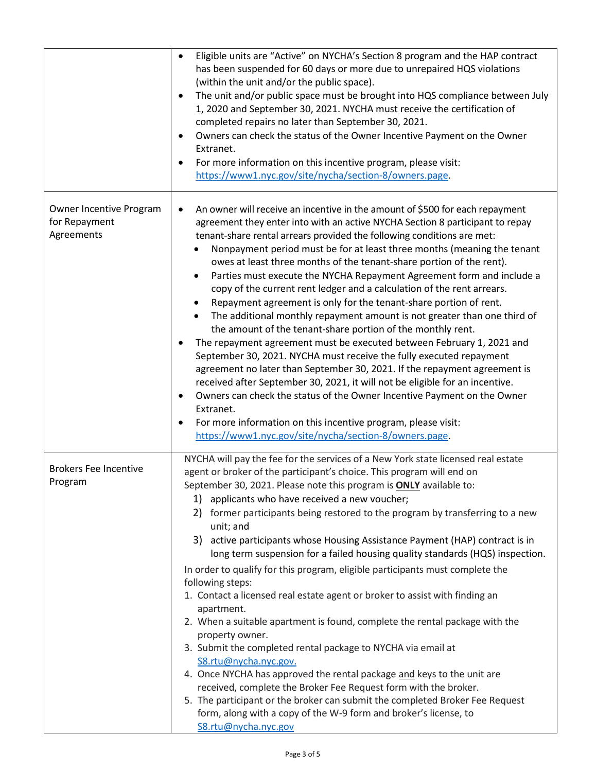| | |
|---|---|
| | • Eligible units are "Active" on NYCHA's Section 8 program and the HAP contract has been suspended for 60 days or more due to unrepaired HQS violations (within the unit and/or the public space).<br>• The unit and/or public space must be brought into HQS compliance between July 1, 2020 and September 30, 2021. NYCHA must receive the certification of completed repairs no later than September 30, 2021.<br>• Owners can check the status of the Owner Incentive Payment on the Owner Extranet.<br>• For more information on this incentive program, please visit: [https://www1.nyc.gov/site/nycha/section-8/owners.page](https://www1.nyc.gov/site/nycha/section-8/owners.page). |
| Owner Incentive Program for Repayment Agreements | • An owner will receive an incentive in the amount of $500 for each repayment agreement they enter into with an active NYCHA Section 8 participant to repay tenant-share rental arrears provided the following conditions are met:<br>&nbsp;&nbsp;&nbsp;&nbsp;• Nonpayment period must be for at least three months (meaning the tenant owes at least three months of the tenant-share portion of the rent).<br>&nbsp;&nbsp;&nbsp;&nbsp;• Parties must execute the NYCHA Repayment Agreement form and include a copy of the current rent ledger and a calculation of the rent arrears.<br>&nbsp;&nbsp;&nbsp;&nbsp;• Repayment agreement is only for the tenant-share portion of rent.<br>&nbsp;&nbsp;&nbsp;&nbsp;• The additional monthly repayment amount is not greater than one third of the amount of the tenant-share portion of the monthly rent.<br>• The repayment agreement must be executed between February 1, 2021 and September 30, 2021. NYCHA must receive the fully executed repayment agreement no later than September 30, 2021. If the repayment agreement is received after September 30, 2021, it will not be eligible for an incentive.<br>• Owners can check the status of the Owner Incentive Payment on the Owner Extranet.<br>• For more information on this incentive program, please visit: [https://www1.nyc.gov/site/nycha/section-8/owners.page](https://www1.nyc.gov/site/nycha/section-8/owners.page). |
| Brokers Fee Incentive Program | NYCHA will pay the fee for the services of a New York state licensed real estate agent or broker of the participant's choice. This program will end on September 30, 2021. Please note this program is <u>**ONLY**</u> available to:<br>1) applicants who have received a new voucher;<br>2) former participants being restored to the program by transferring to a new unit; and<br>3) active participants whose Housing Assistance Payment (HAP) contract is in long term suspension for a failed housing quality standards (HQS) inspection.<br>In order to qualify for this program, eligible participants must complete the following steps:<br>1. Contact a licensed real estate agent or broker to assist with finding an apartment.<br>2. When a suitable apartment is found, complete the rental package with the property owner.<br>3. Submit the completed rental package to NYCHA via email at [S8.rtu@nycha.nyc.gov.](mailto:S8.rtu@nycha.nyc.gov)<br>4. Once NYCHA has approved the rental package <u>and</u> keys to the unit are received, complete the Broker Fee Request form with the broker.<br>5. The participant or the broker can submit the completed Broker Fee Request form, along with a copy of the W-9 form and broker's license, to [S8.rtu@nycha.nyc.gov](mailto:S8.rtu@nycha.nyc.gov) |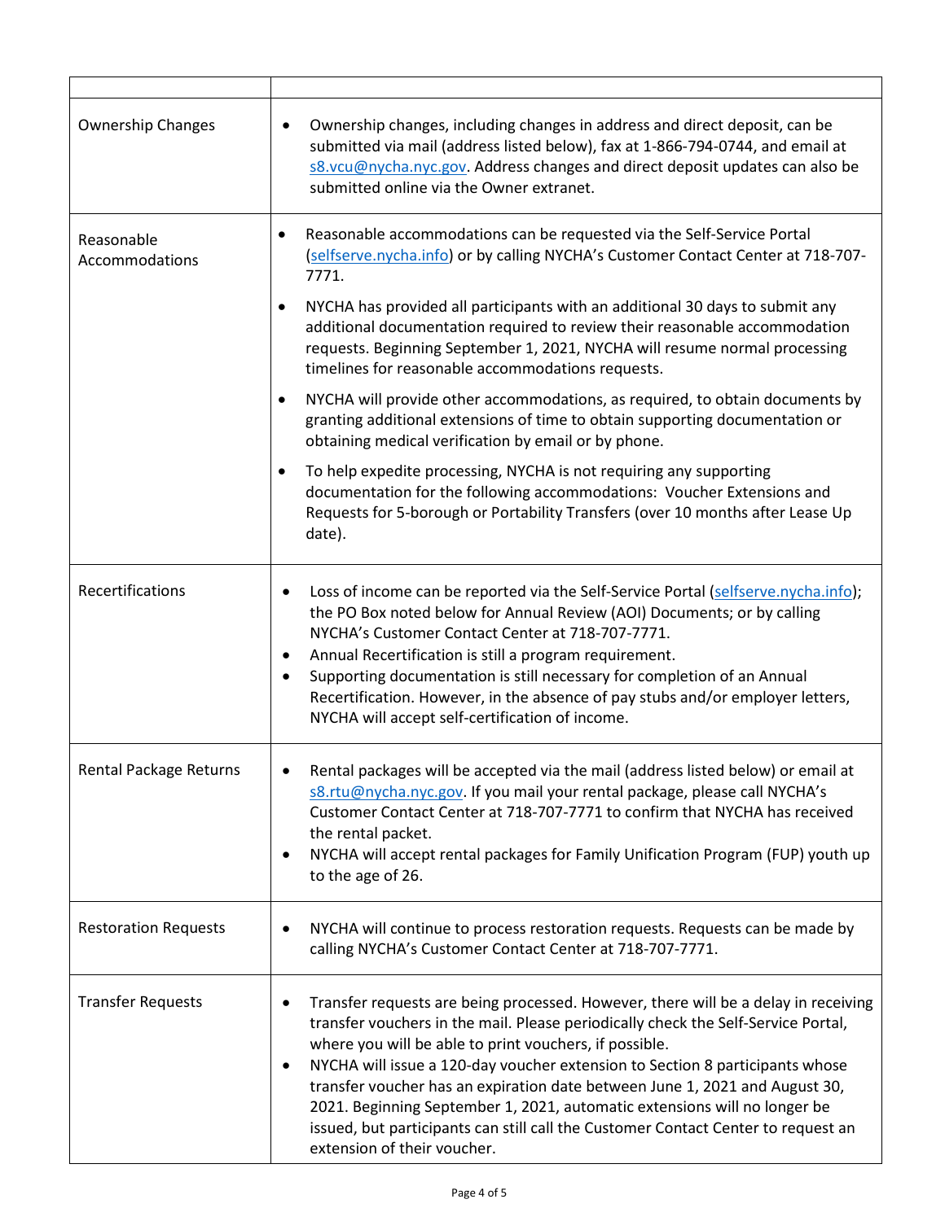| | |
|---|---|
| Ownership Changes | • Ownership changes, including changes in address and direct deposit, can be submitted via mail (address listed below), fax at 1-866-794-0744, and email at s8.vcu@nycha.nyc.gov. Address changes and direct deposit updates can also be submitted online via the Owner extranet. |
| Reasonable Accommodations | • Reasonable accommodations can be requested via the Self-Service Portal (selfserve.nycha.info) or by calling NYCHA's Customer Contact Center at 718-707-7771.<br>• NYCHA has provided all participants with an additional 30 days to submit any additional documentation required to review their reasonable accommodation requests. Beginning September 1, 2021, NYCHA will resume normal processing timelines for reasonable accommodations requests.<br>• NYCHA will provide other accommodations, as required, to obtain documents by granting additional extensions of time to obtain supporting documentation or obtaining medical verification by email or by phone.<br>• To help expedite processing, NYCHA is not requiring any supporting documentation for the following accommodations: Voucher Extensions and Requests for 5-borough or Portability Transfers (over 10 months after Lease Up date). |
| Recertifications | • Loss of income can be reported via the Self-Service Portal (selfserve.nycha.info); the PO Box noted below for Annual Review (AOI) Documents; or by calling NYCHA's Customer Contact Center at 718-707-7771.<br>• Annual Recertification is still a program requirement.<br>• Supporting documentation is still necessary for completion of an Annual Recertification. However, in the absence of pay stubs and/or employer letters, NYCHA will accept self-certification of income. |
| Rental Package Returns | • Rental packages will be accepted via the mail (address listed below) or email at s8.rtu@nycha.nyc.gov. If you mail your rental package, please call NYCHA's Customer Contact Center at 718-707-7771 to confirm that NYCHA has received the rental packet.<br>• NYCHA will accept rental packages for Family Unification Program (FUP) youth up to the age of 26. |
| Restoration Requests | • NYCHA will continue to process restoration requests. Requests can be made by calling NYCHA's Customer Contact Center at 718-707-7771. |
| Transfer Requests | • Transfer requests are being processed. However, there will be a delay in receiving transfer vouchers in the mail. Please periodically check the Self-Service Portal, where you will be able to print vouchers, if possible.<br>• NYCHA will issue a 120-day voucher extension to Section 8 participants whose transfer voucher has an expiration date between June 1, 2021 and August 30, 2021. Beginning September 1, 2021, automatic extensions will no longer be issued, but participants can still call the Customer Contact Center to request an extension of their voucher. |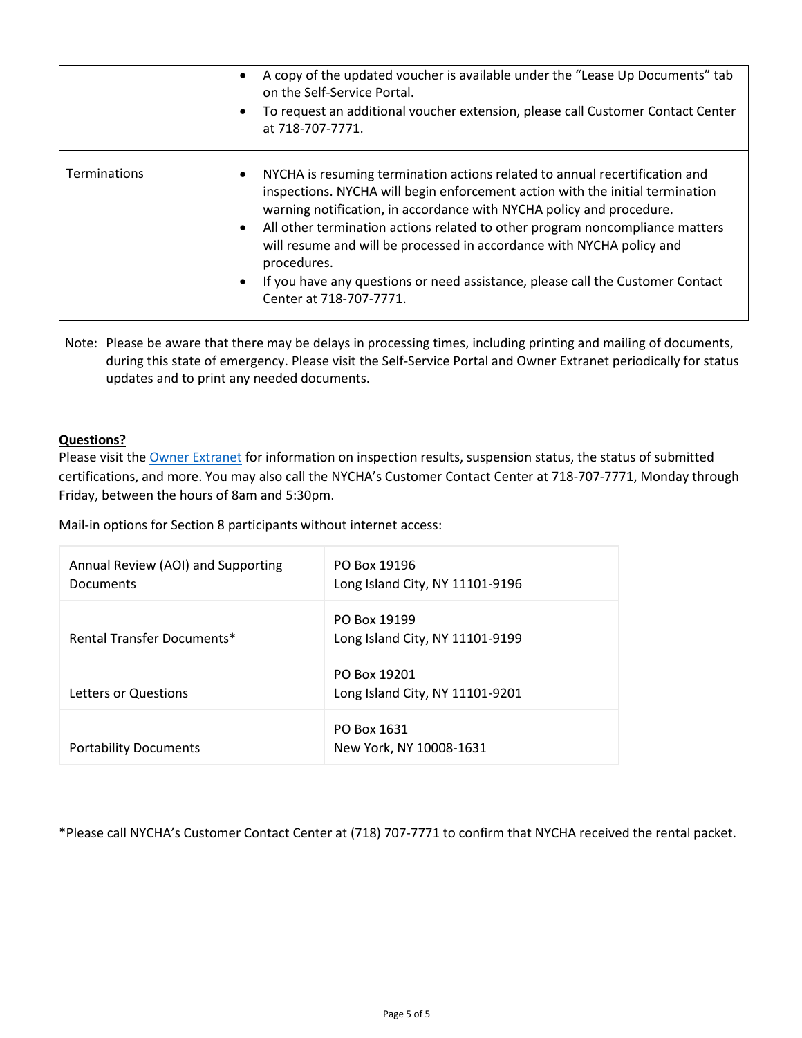| | |
|---|---|
| | • A copy of the updated voucher is available under the "Lease Up Documents" tab on the Self-Service Portal.<br>• To request an additional voucher extension, please call Customer Contact Center at 718-707-7771. |
| Terminations | • NYCHA is resuming termination actions related to annual recertification and inspections. NYCHA will begin enforcement action with the initial termination warning notification, in accordance with NYCHA policy and procedure.<br>• All other termination actions related to other program noncompliance matters will resume and will be processed in accordance with NYCHA policy and procedures.<br>• If you have any questions or need assistance, please call the Customer Contact Center at 718-707-7771. |

Note: Please be aware that there may be delays in processing times, including printing and mailing of documents, during this state of emergency. Please visit the Self-Service Portal and Owner Extranet periodically for status updates and to print any needed documents.

**Questions?**

Please visit the Owner Extranet for information on inspection results, suspension status, the status of submitted certifications, and more. You may also call the NYCHA's Customer Contact Center at 718-707-7771, Monday through Friday, between the hours of 8am and 5:30pm.

Mail-in options for Section 8 participants without internet access:

| | |
|---|---|
| Annual Review (AOI) and Supporting Documents | PO Box 19196<br>Long Island City, NY 11101-9196 |
| Rental Transfer Documents* | PO Box 19199<br>Long Island City, NY 11101-9199 |
| Letters or Questions | PO Box 19201<br>Long Island City, NY 11101-9201 |
| Portability Documents | PO Box 1631<br>New York, NY 10008-1631 |

*Please call NYCHA's Customer Contact Center at (718) 707-7771 to confirm that NYCHA received the rental packet.